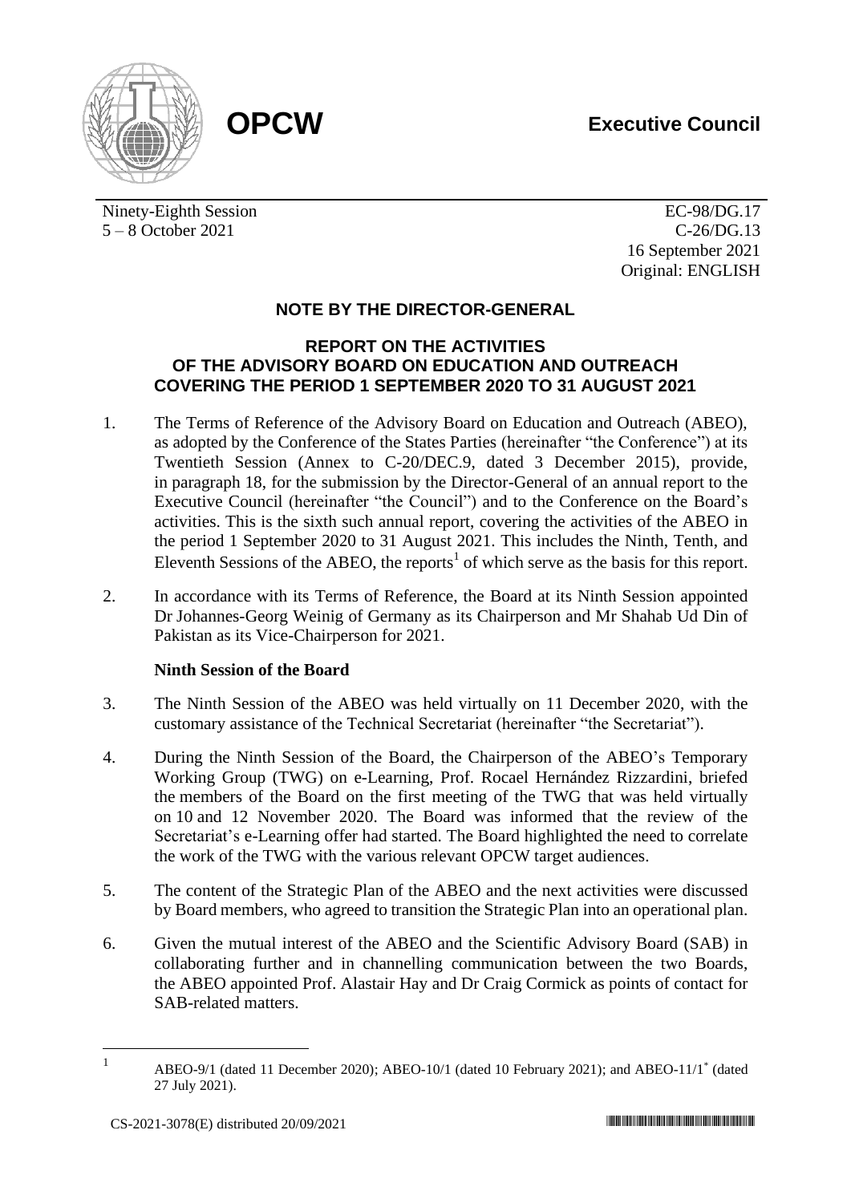# OPCW

**Executive Council**

Ninety-Eighth Session
5 – 8 October 2021

EC-98/DG.17
C-26/DG.13
16 September 2021
Original: ENGLISH

## NOTE BY THE DIRECTOR-GENERAL

### REPORT ON THE ACTIVITIES OF THE ADVISORY BOARD ON EDUCATION AND OUTREACH COVERING THE PERIOD 1 SEPTEMBER 2020 TO 31 AUGUST 2021

1. The Terms of Reference of the Advisory Board on Education and Outreach (ABEO), as adopted by the Conference of the States Parties (hereinafter "the Conference") at its Twentieth Session (Annex to C-20/DEC.9, dated 3 December 2015), provide, in paragraph 18, for the submission by the Director-General of an annual report to the Executive Council (hereinafter "the Council") and to the Conference on the Board's activities. This is the sixth such annual report, covering the activities of the ABEO in the period 1 September 2020 to 31 August 2021. This includes the Ninth, Tenth, and Eleventh Sessions of the ABEO, the reports[1] of which serve as the basis for this report.

2. In accordance with its Terms of Reference, the Board at its Ninth Session appointed Dr Johannes-Georg Weinig of Germany as its Chairperson and Mr Shahab Ud Din of Pakistan as its Vice-Chairperson for 2021.

**Ninth Session of the Board**

3. The Ninth Session of the ABEO was held virtually on 11 December 2020, with the customary assistance of the Technical Secretariat (hereinafter "the Secretariat").

4. During the Ninth Session of the Board, the Chairperson of the ABEO's Temporary Working Group (TWG) on e-Learning, Prof. Rocael Hernández Rizzardini, briefed the members of the Board on the first meeting of the TWG that was held virtually on 10 and 12 November 2020. The Board was informed that the review of the Secretariat's e-Learning offer had started. The Board highlighted the need to correlate the work of the TWG with the various relevant OPCW target audiences.

5. The content of the Strategic Plan of the ABEO and the next activities were discussed by Board members, who agreed to transition the Strategic Plan into an operational plan.

6. Given the mutual interest of the ABEO and the Scientific Advisory Board (SAB) in collaborating further and in channelling communication between the two Boards, the ABEO appointed Prof. Alastair Hay and Dr Craig Cormick as points of contact for SAB-related matters.

[1] ABEO-9/1 (dated 11 December 2020); ABEO-10/1 (dated 10 February 2021); and ABEO-11/1* (dated 27 July 2021).

CS-2021-3078(E) distributed 20/09/2021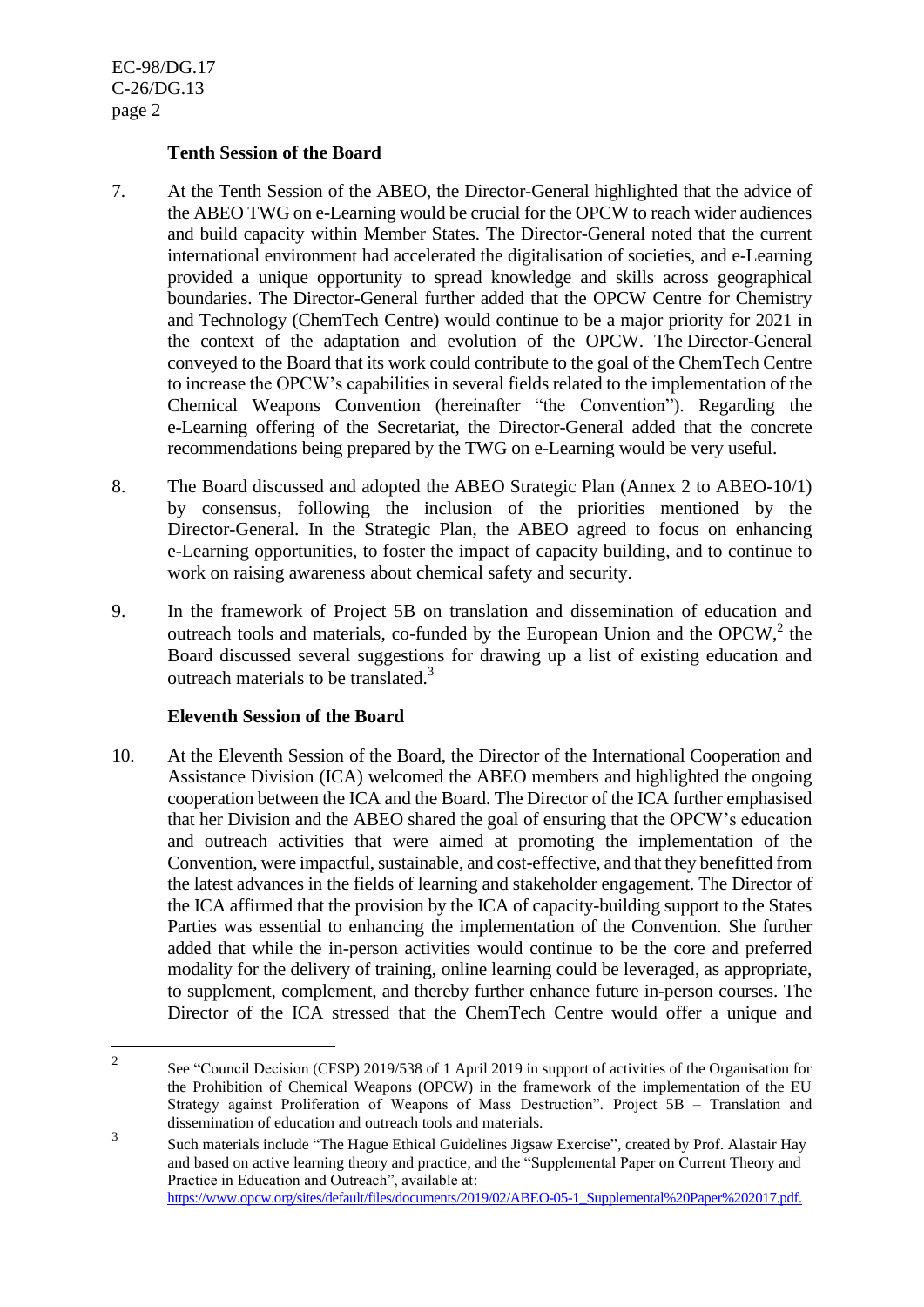### Tenth Session of the Board

7. At the Tenth Session of the ABEO, the Director-General highlighted that the advice of the ABEO TWG on e-Learning would be crucial for the OPCW to reach wider audiences and build capacity within Member States. The Director-General noted that the current international environment had accelerated the digitalisation of societies, and e-Learning provided a unique opportunity to spread knowledge and skills across geographical boundaries. The Director-General further added that the OPCW Centre for Chemistry and Technology (ChemTech Centre) would continue to be a major priority for 2021 in the context of the adaptation and evolution of the OPCW. The Director-General conveyed to the Board that its work could contribute to the goal of the ChemTech Centre to increase the OPCW's capabilities in several fields related to the implementation of the Chemical Weapons Convention (hereinafter "the Convention"). Regarding the e-Learning offering of the Secretariat, the Director-General added that the concrete recommendations being prepared by the TWG on e-Learning would be very useful.

8. The Board discussed and adopted the ABEO Strategic Plan (Annex 2 to ABEO-10/1) by consensus, following the inclusion of the priorities mentioned by the Director-General. In the Strategic Plan, the ABEO agreed to focus on enhancing e-Learning opportunities, to foster the impact of capacity building, and to continue to work on raising awareness about chemical safety and security.

9. In the framework of Project 5B on translation and dissemination of education and outreach tools and materials, co-funded by the European Union and the OPCW,[2] the Board discussed several suggestions for drawing up a list of existing education and outreach materials to be translated.[3]

### Eleventh Session of the Board

10. At the Eleventh Session of the Board, the Director of the International Cooperation and Assistance Division (ICA) welcomed the ABEO members and highlighted the ongoing cooperation between the ICA and the Board. The Director of the ICA further emphasised that her Division and the ABEO shared the goal of ensuring that the OPCW's education and outreach activities that were aimed at promoting the implementation of the Convention, were impactful, sustainable, and cost-effective, and that they benefitted from the latest advances in the fields of learning and stakeholder engagement. The Director of the ICA affirmed that the provision by the ICA of capacity-building support to the States Parties was essential to enhancing the implementation of the Convention. She further added that while the in-person activities would continue to be the core and preferred modality for the delivery of training, online learning could be leveraged, as appropriate, to supplement, complement, and thereby further enhance future in-person courses. The Director of the ICA stressed that the ChemTech Centre would offer a unique and

---

[2] See "Council Decision (CFSP) 2019/538 of 1 April 2019 in support of activities of the Organisation for the Prohibition of Chemical Weapons (OPCW) in the framework of the implementation of the EU Strategy against Proliferation of Weapons of Mass Destruction". Project 5B – Translation and dissemination of education and outreach tools and materials.

[3] Such materials include "The Hague Ethical Guidelines Jigsaw Exercise", created by Prof. Alastair Hay and based on active learning theory and practice, and the "Supplemental Paper on Current Theory and Practice in Education and Outreach", available at: https://www.opcw.org/sites/default/files/documents/2019/02/ABEO-05-1_Supplemental%20Paper%202017.pdf.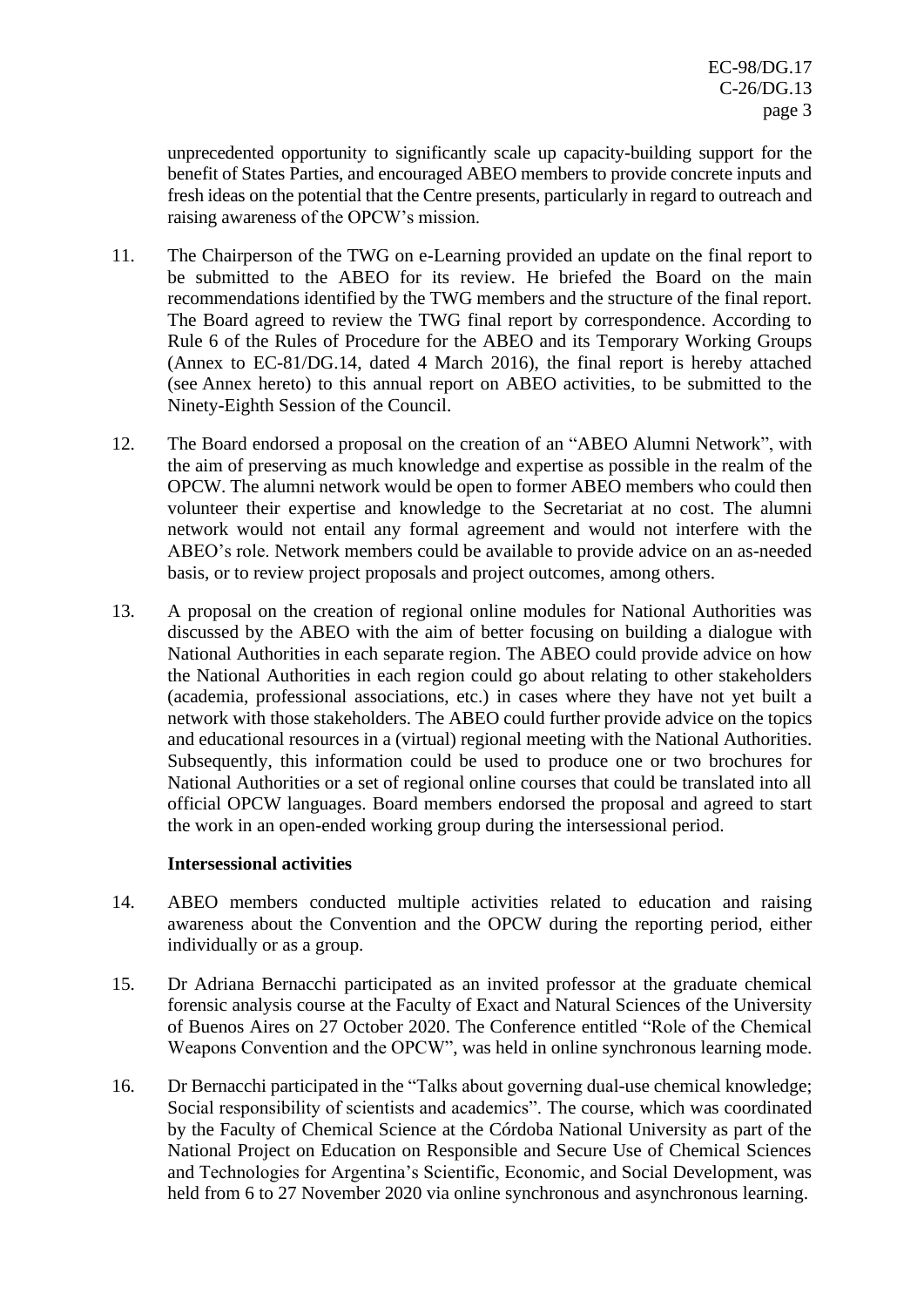unprecedented opportunity to significantly scale up capacity-building support for the benefit of States Parties, and encouraged ABEO members to provide concrete inputs and fresh ideas on the potential that the Centre presents, particularly in regard to outreach and raising awareness of the OPCW's mission.

11. The Chairperson of the TWG on e-Learning provided an update on the final report to be submitted to the ABEO for its review. He briefed the Board on the main recommendations identified by the TWG members and the structure of the final report. The Board agreed to review the TWG final report by correspondence. According to Rule 6 of the Rules of Procedure for the ABEO and its Temporary Working Groups (Annex to EC-81/DG.14, dated 4 March 2016), the final report is hereby attached (see Annex hereto) to this annual report on ABEO activities, to be submitted to the Ninety-Eighth Session of the Council.

12. The Board endorsed a proposal on the creation of an "ABEO Alumni Network", with the aim of preserving as much knowledge and expertise as possible in the realm of the OPCW. The alumni network would be open to former ABEO members who could then volunteer their expertise and knowledge to the Secretariat at no cost. The alumni network would not entail any formal agreement and would not interfere with the ABEO's role. Network members could be available to provide advice on an as-needed basis, or to review project proposals and project outcomes, among others.

13. A proposal on the creation of regional online modules for National Authorities was discussed by the ABEO with the aim of better focusing on building a dialogue with National Authorities in each separate region. The ABEO could provide advice on how the National Authorities in each region could go about relating to other stakeholders (academia, professional associations, etc.) in cases where they have not yet built a network with those stakeholders. The ABEO could further provide advice on the topics and educational resources in a (virtual) regional meeting with the National Authorities. Subsequently, this information could be used to produce one or two brochures for National Authorities or a set of regional online courses that could be translated into all official OPCW languages. Board members endorsed the proposal and agreed to start the work in an open-ended working group during the intersessional period.

**Intersessional activities**

14. ABEO members conducted multiple activities related to education and raising awareness about the Convention and the OPCW during the reporting period, either individually or as a group.

15. Dr Adriana Bernacchi participated as an invited professor at the graduate chemical forensic analysis course at the Faculty of Exact and Natural Sciences of the University of Buenos Aires on 27 October 2020. The Conference entitled "Role of the Chemical Weapons Convention and the OPCW", was held in online synchronous learning mode.

16. Dr Bernacchi participated in the "Talks about governing dual-use chemical knowledge; Social responsibility of scientists and academics". The course, which was coordinated by the Faculty of Chemical Science at the Córdoba National University as part of the National Project on Education on Responsible and Secure Use of Chemical Sciences and Technologies for Argentina's Scientific, Economic, and Social Development, was held from 6 to 27 November 2020 via online synchronous and asynchronous learning.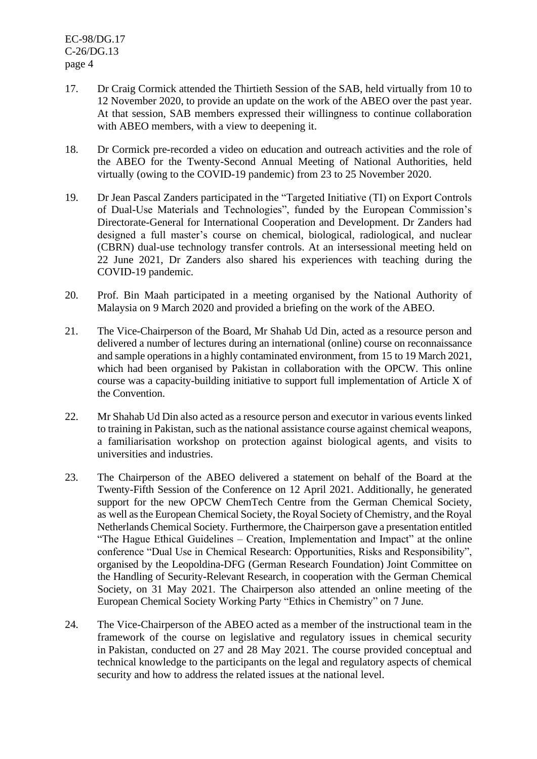17. Dr Craig Cormick attended the Thirtieth Session of the SAB, held virtually from 10 to 12 November 2020, to provide an update on the work of the ABEO over the past year. At that session, SAB members expressed their willingness to continue collaboration with ABEO members, with a view to deepening it.

18. Dr Cormick pre-recorded a video on education and outreach activities and the role of the ABEO for the Twenty-Second Annual Meeting of National Authorities, held virtually (owing to the COVID-19 pandemic) from 23 to 25 November 2020.

19. Dr Jean Pascal Zanders participated in the "Targeted Initiative (TI) on Export Controls of Dual-Use Materials and Technologies", funded by the European Commission's Directorate-General for International Cooperation and Development. Dr Zanders had designed a full master's course on chemical, biological, radiological, and nuclear (CBRN) dual-use technology transfer controls. At an intersessional meeting held on 22 June 2021, Dr Zanders also shared his experiences with teaching during the COVID-19 pandemic.

20. Prof. Bin Maah participated in a meeting organised by the National Authority of Malaysia on 9 March 2020 and provided a briefing on the work of the ABEO.

21. The Vice-Chairperson of the Board, Mr Shahab Ud Din, acted as a resource person and delivered a number of lectures during an international (online) course on reconnaissance and sample operations in a highly contaminated environment, from 15 to 19 March 2021, which had been organised by Pakistan in collaboration with the OPCW. This online course was a capacity-building initiative to support full implementation of Article X of the Convention.

22. Mr Shahab Ud Din also acted as a resource person and executor in various events linked to training in Pakistan, such as the national assistance course against chemical weapons, a familiarisation workshop on protection against biological agents, and visits to universities and industries.

23. The Chairperson of the ABEO delivered a statement on behalf of the Board at the Twenty-Fifth Session of the Conference on 12 April 2021. Additionally, he generated support for the new OPCW ChemTech Centre from the German Chemical Society, as well as the European Chemical Society, the Royal Society of Chemistry, and the Royal Netherlands Chemical Society. Furthermore, the Chairperson gave a presentation entitled "The Hague Ethical Guidelines – Creation, Implementation and Impact" at the online conference "Dual Use in Chemical Research: Opportunities, Risks and Responsibility", organised by the Leopoldina-DFG (German Research Foundation) Joint Committee on the Handling of Security-Relevant Research, in cooperation with the German Chemical Society, on 31 May 2021. The Chairperson also attended an online meeting of the European Chemical Society Working Party "Ethics in Chemistry" on 7 June.

24. The Vice-Chairperson of the ABEO acted as a member of the instructional team in the framework of the course on legislative and regulatory issues in chemical security in Pakistan, conducted on 27 and 28 May 2021. The course provided conceptual and technical knowledge to the participants on the legal and regulatory aspects of chemical security and how to address the related issues at the national level.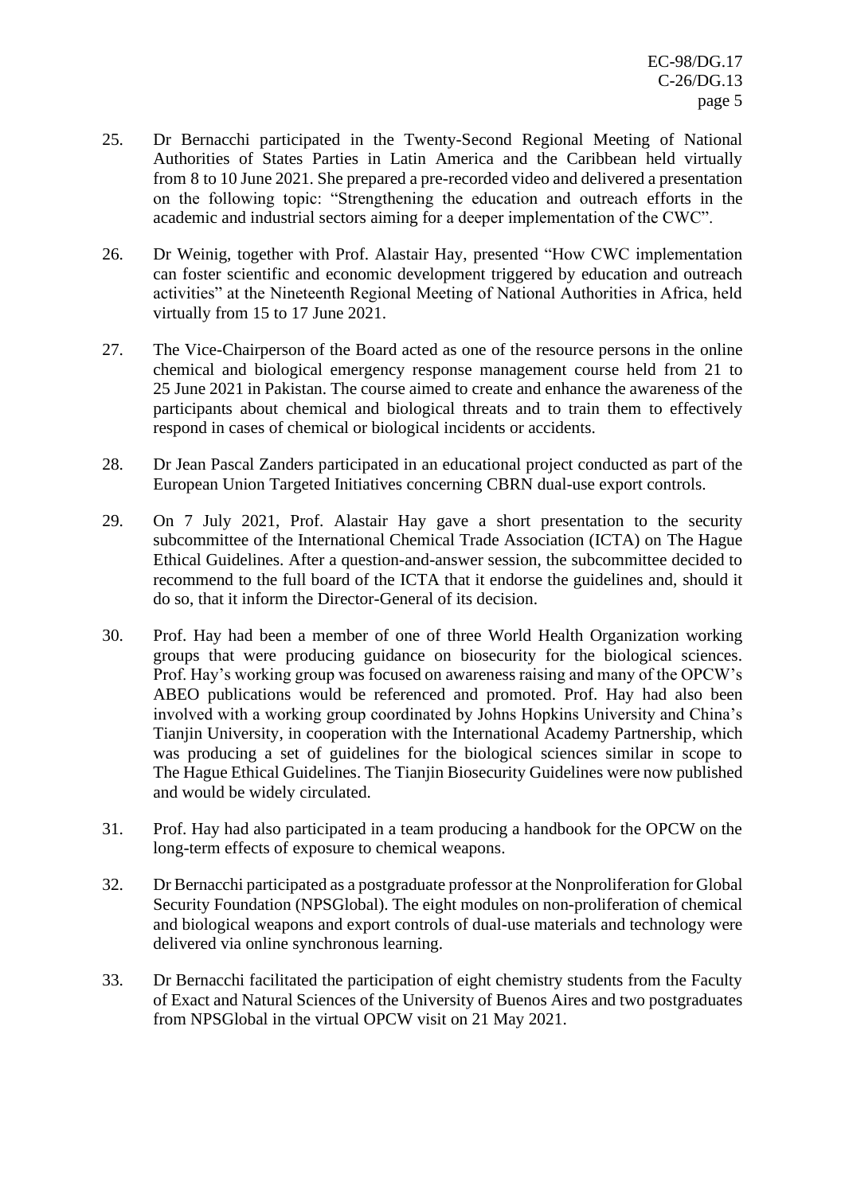25. Dr Bernacchi participated in the Twenty-Second Regional Meeting of National Authorities of States Parties in Latin America and the Caribbean held virtually from 8 to 10 June 2021. She prepared a pre-recorded video and delivered a presentation on the following topic: "Strengthening the education and outreach efforts in the academic and industrial sectors aiming for a deeper implementation of the CWC".

26. Dr Weinig, together with Prof. Alastair Hay, presented "How CWC implementation can foster scientific and economic development triggered by education and outreach activities" at the Nineteenth Regional Meeting of National Authorities in Africa, held virtually from 15 to 17 June 2021.

27. The Vice-Chairperson of the Board acted as one of the resource persons in the online chemical and biological emergency response management course held from 21 to 25 June 2021 in Pakistan. The course aimed to create and enhance the awareness of the participants about chemical and biological threats and to train them to effectively respond in cases of chemical or biological incidents or accidents.

28. Dr Jean Pascal Zanders participated in an educational project conducted as part of the European Union Targeted Initiatives concerning CBRN dual-use export controls.

29. On 7 July 2021, Prof. Alastair Hay gave a short presentation to the security subcommittee of the International Chemical Trade Association (ICTA) on The Hague Ethical Guidelines. After a question-and-answer session, the subcommittee decided to recommend to the full board of the ICTA that it endorse the guidelines and, should it do so, that it inform the Director-General of its decision.

30. Prof. Hay had been a member of one of three World Health Organization working groups that were producing guidance on biosecurity for the biological sciences. Prof. Hay's working group was focused on awareness raising and many of the OPCW's ABEO publications would be referenced and promoted. Prof. Hay had also been involved with a working group coordinated by Johns Hopkins University and China's Tianjin University, in cooperation with the International Academy Partnership, which was producing a set of guidelines for the biological sciences similar in scope to The Hague Ethical Guidelines. The Tianjin Biosecurity Guidelines were now published and would be widely circulated.

31. Prof. Hay had also participated in a team producing a handbook for the OPCW on the long-term effects of exposure to chemical weapons.

32. Dr Bernacchi participated as a postgraduate professor at the Nonproliferation for Global Security Foundation (NPSGlobal). The eight modules on non-proliferation of chemical and biological weapons and export controls of dual-use materials and technology were delivered via online synchronous learning.

33. Dr Bernacchi facilitated the participation of eight chemistry students from the Faculty of Exact and Natural Sciences of the University of Buenos Aires and two postgraduates from NPSGlobal in the virtual OPCW visit on 21 May 2021.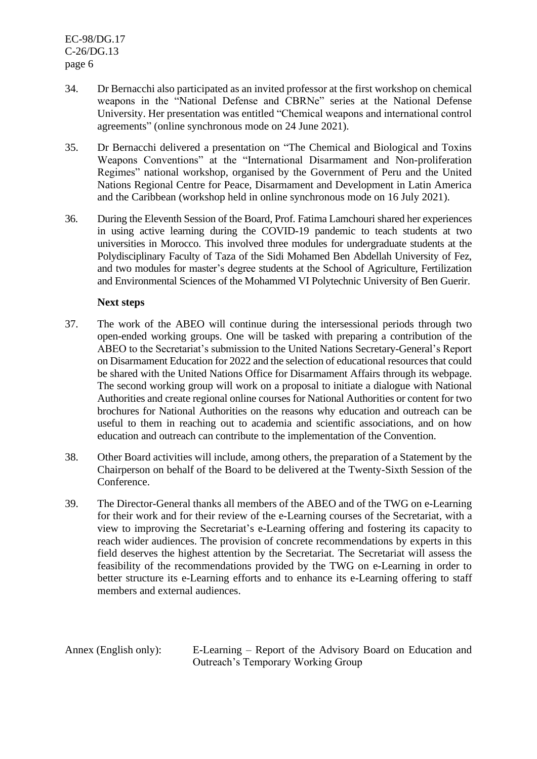34. Dr Bernacchi also participated as an invited professor at the first workshop on chemical weapons in the "National Defense and CBRNe" series at the National Defense University. Her presentation was entitled "Chemical weapons and international control agreements" (online synchronous mode on 24 June 2021).

35. Dr Bernacchi delivered a presentation on "The Chemical and Biological and Toxins Weapons Conventions" at the "International Disarmament and Non-proliferation Regimes" national workshop, organised by the Government of Peru and the United Nations Regional Centre for Peace, Disarmament and Development in Latin America and the Caribbean (workshop held in online synchronous mode on 16 July 2021).

36. During the Eleventh Session of the Board, Prof. Fatima Lamchouri shared her experiences in using active learning during the COVID-19 pandemic to teach students at two universities in Morocco. This involved three modules for undergraduate students at the Polydisciplinary Faculty of Taza of the Sidi Mohamed Ben Abdellah University of Fez, and two modules for master's degree students at the School of Agriculture, Fertilization and Environmental Sciences of the Mohammed VI Polytechnic University of Ben Guerir.

**Next steps**

37. The work of the ABEO will continue during the intersessional periods through two open-ended working groups. One will be tasked with preparing a contribution of the ABEO to the Secretariat's submission to the United Nations Secretary-General's Report on Disarmament Education for 2022 and the selection of educational resources that could be shared with the United Nations Office for Disarmament Affairs through its webpage. The second working group will work on a proposal to initiate a dialogue with National Authorities and create regional online courses for National Authorities or content for two brochures for National Authorities on the reasons why education and outreach can be useful to them in reaching out to academia and scientific associations, and on how education and outreach can contribute to the implementation of the Convention.

38. Other Board activities will include, among others, the preparation of a Statement by the Chairperson on behalf of the Board to be delivered at the Twenty-Sixth Session of the Conference.

39. The Director-General thanks all members of the ABEO and of the TWG on e-Learning for their work and for their review of the e-Learning courses of the Secretariat, with a view to improving the Secretariat's e-Learning offering and fostering its capacity to reach wider audiences. The provision of concrete recommendations by experts in this field deserves the highest attention by the Secretariat. The Secretariat will assess the feasibility of the recommendations provided by the TWG on e-Learning in order to better structure its e-Learning efforts and to enhance its e-Learning offering to staff members and external audiences.

Annex (English only): E-Learning – Report of the Advisory Board on Education and Outreach's Temporary Working Group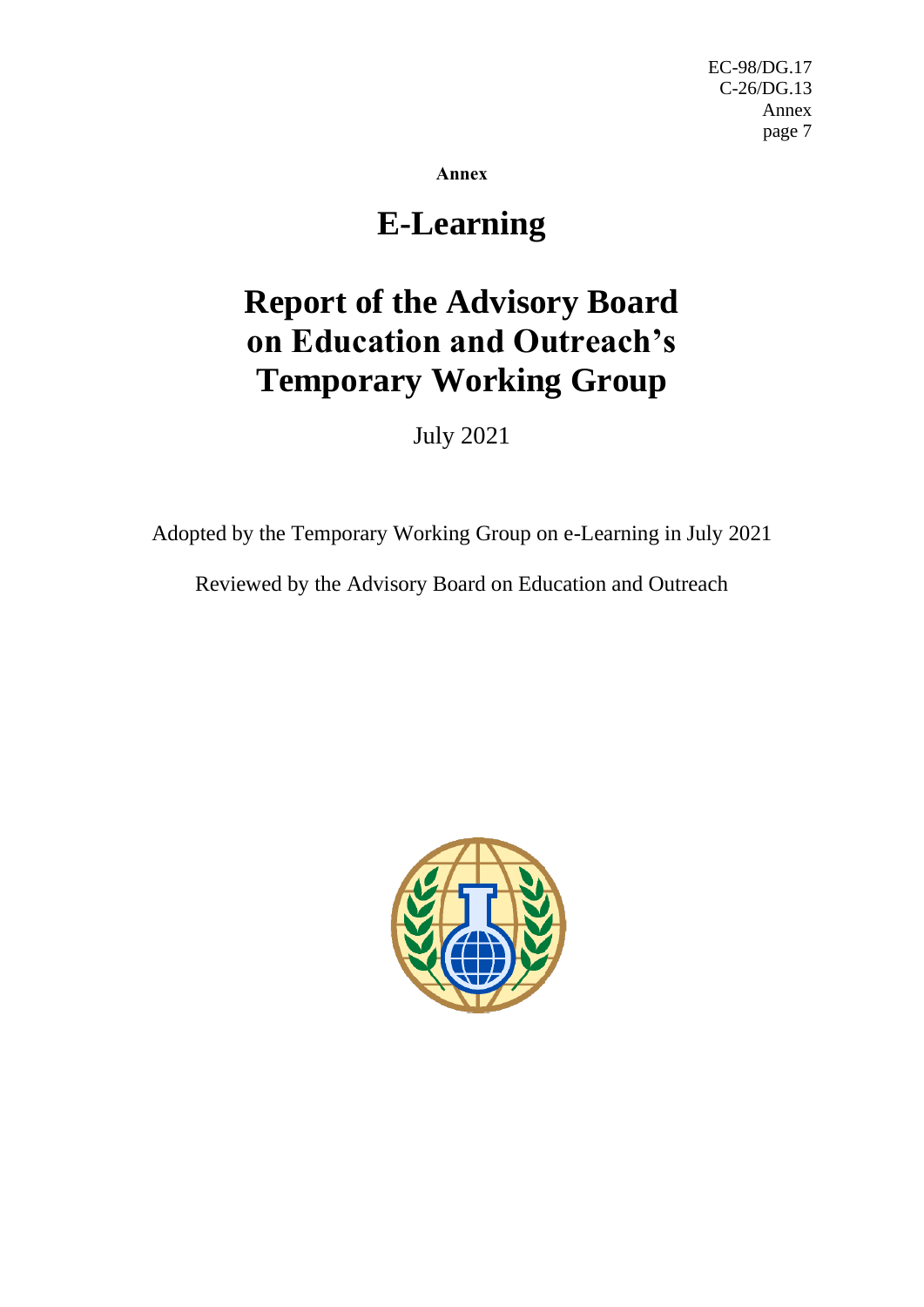**Annex**

# E-Learning

# Report of the Advisory Board on Education and Outreach's Temporary Working Group

July 2021

Adopted by the Temporary Working Group on e-Learning in July 2021

Reviewed by the Advisory Board on Education and Outreach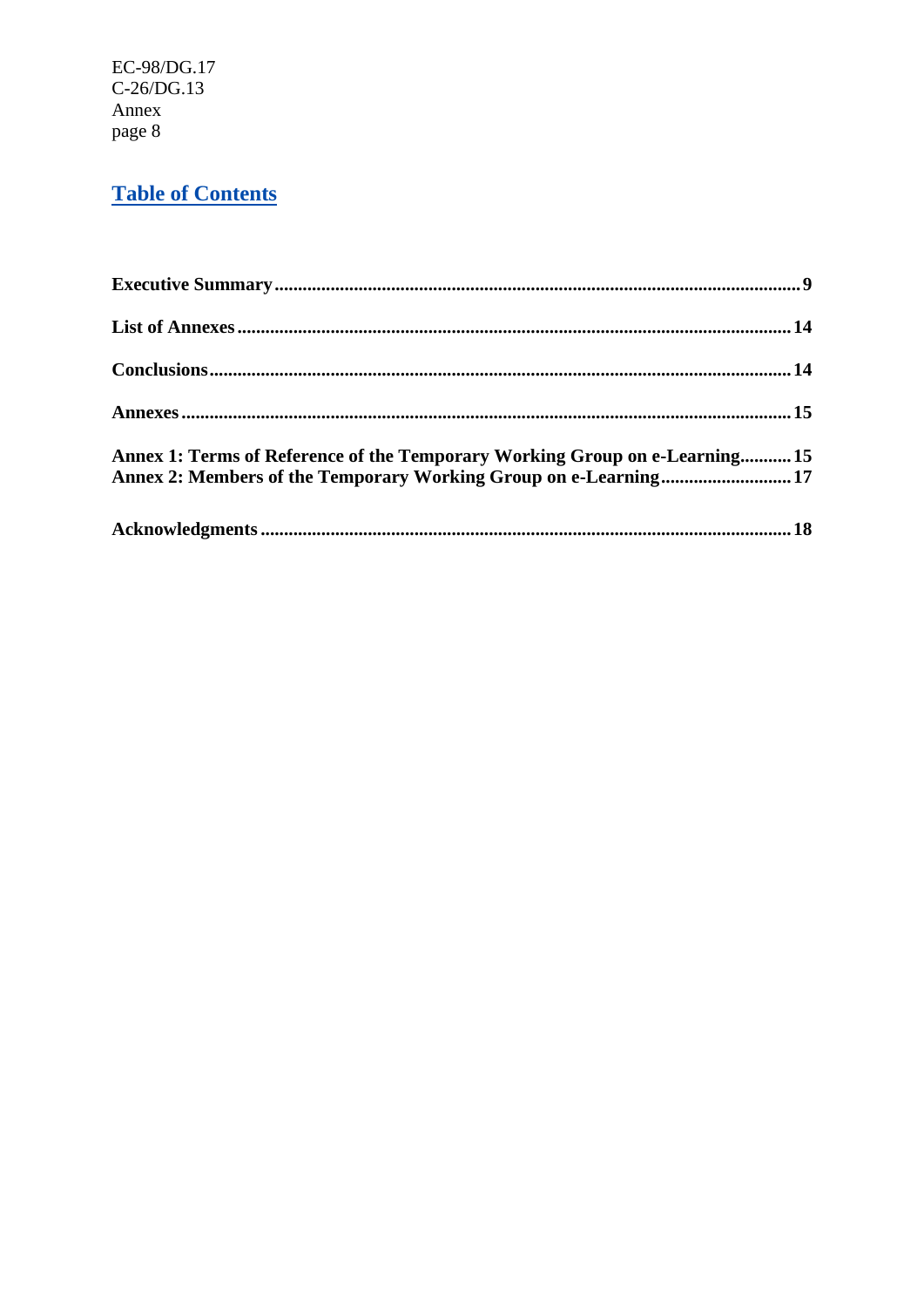## Table of Contents

**Executive Summary**......9

**List of Annexes**......14

**Conclusions**......14

**Annexes**......15

**Annex 1: Terms of Reference of the Temporary Working Group on e-Learning**......15
**Annex 2: Members of the Temporary Working Group on e-Learning**......17

**Acknowledgments**......18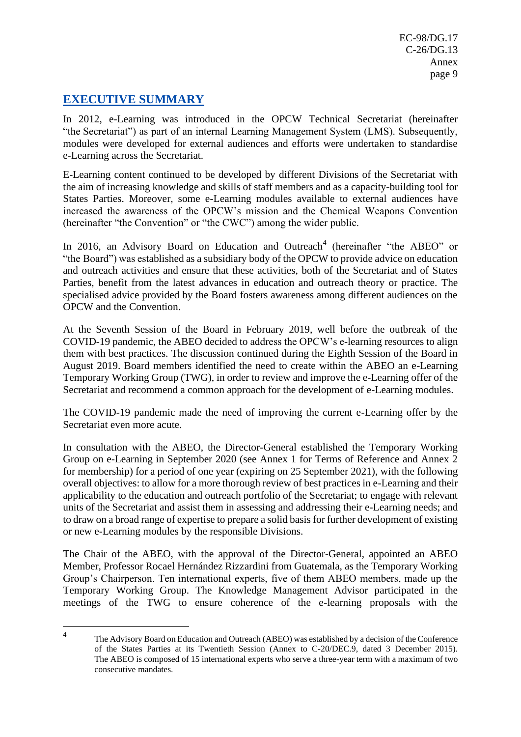## EXECUTIVE SUMMARY

In 2012, e-Learning was introduced in the OPCW Technical Secretariat (hereinafter "the Secretariat") as part of an internal Learning Management System (LMS). Subsequently, modules were developed for external audiences and efforts were undertaken to standardise e-Learning across the Secretariat.

E-Learning content continued to be developed by different Divisions of the Secretariat with the aim of increasing knowledge and skills of staff members and as a capacity-building tool for States Parties. Moreover, some e-Learning modules available to external audiences have increased the awareness of the OPCW's mission and the Chemical Weapons Convention (hereinafter "the Convention" or "the CWC") among the wider public.

In 2016, an Advisory Board on Education and Outreach[4] (hereinafter "the ABEO" or "the Board") was established as a subsidiary body of the OPCW to provide advice on education and outreach activities and ensure that these activities, both of the Secretariat and of States Parties, benefit from the latest advances in education and outreach theory or practice. The specialised advice provided by the Board fosters awareness among different audiences on the OPCW and the Convention.

At the Seventh Session of the Board in February 2019, well before the outbreak of the COVID-19 pandemic, the ABEO decided to address the OPCW's e-learning resources to align them with best practices. The discussion continued during the Eighth Session of the Board in August 2019. Board members identified the need to create within the ABEO an e-Learning Temporary Working Group (TWG), in order to review and improve the e-Learning offer of the Secretariat and recommend a common approach for the development of e-Learning modules.

The COVID-19 pandemic made the need of improving the current e-Learning offer by the Secretariat even more acute.

In consultation with the ABEO, the Director-General established the Temporary Working Group on e-Learning in September 2020 (see Annex 1 for Terms of Reference and Annex 2 for membership) for a period of one year (expiring on 25 September 2021), with the following overall objectives: to allow for a more thorough review of best practices in e-Learning and their applicability to the education and outreach portfolio of the Secretariat; to engage with relevant units of the Secretariat and assist them in assessing and addressing their e-Learning needs; and to draw on a broad range of expertise to prepare a solid basis for further development of existing or new e-Learning modules by the responsible Divisions.

The Chair of the ABEO, with the approval of the Director-General, appointed an ABEO Member, Professor Rocael Hernández Rizzardini from Guatemala, as the Temporary Working Group's Chairperson. Ten international experts, five of them ABEO members, made up the Temporary Working Group. The Knowledge Management Advisor participated in the meetings of the TWG to ensure coherence of the e-learning proposals with the

---

[4] The Advisory Board on Education and Outreach (ABEO) was established by a decision of the Conference of the States Parties at its Twentieth Session (Annex to C-20/DEC.9, dated 3 December 2015). The ABEO is composed of 15 international experts who serve a three-year term with a maximum of two consecutive mandates.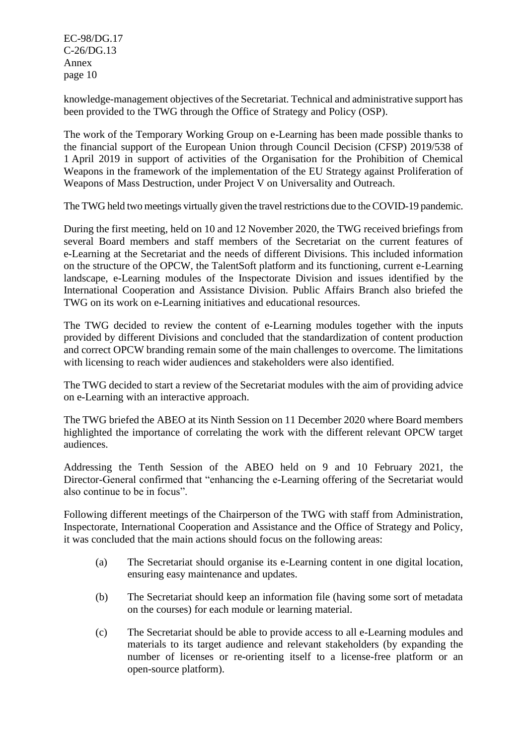knowledge-management objectives of the Secretariat. Technical and administrative support has been provided to the TWG through the Office of Strategy and Policy (OSP).

The work of the Temporary Working Group on e-Learning has been made possible thanks to the financial support of the European Union through Council Decision (CFSP) 2019/538 of 1 April 2019 in support of activities of the Organisation for the Prohibition of Chemical Weapons in the framework of the implementation of the EU Strategy against Proliferation of Weapons of Mass Destruction, under Project V on Universality and Outreach.

The TWG held two meetings virtually given the travel restrictions due to the COVID-19 pandemic.

During the first meeting, held on 10 and 12 November 2020, the TWG received briefings from several Board members and staff members of the Secretariat on the current features of e-Learning at the Secretariat and the needs of different Divisions. This included information on the structure of the OPCW, the TalentSoft platform and its functioning, current e-Learning landscape, e-Learning modules of the Inspectorate Division and issues identified by the International Cooperation and Assistance Division. Public Affairs Branch also briefed the TWG on its work on e-Learning initiatives and educational resources.

The TWG decided to review the content of e-Learning modules together with the inputs provided by different Divisions and concluded that the standardization of content production and correct OPCW branding remain some of the main challenges to overcome. The limitations with licensing to reach wider audiences and stakeholders were also identified.

The TWG decided to start a review of the Secretariat modules with the aim of providing advice on e-Learning with an interactive approach.

The TWG briefed the ABEO at its Ninth Session on 11 December 2020 where Board members highlighted the importance of correlating the work with the different relevant OPCW target audiences.

Addressing the Tenth Session of the ABEO held on 9 and 10 February 2021, the Director-General confirmed that "enhancing the e-Learning offering of the Secretariat would also continue to be in focus".

Following different meetings of the Chairperson of the TWG with staff from Administration, Inspectorate, International Cooperation and Assistance and the Office of Strategy and Policy, it was concluded that the main actions should focus on the following areas:

(a) The Secretariat should organise its e-Learning content in one digital location, ensuring easy maintenance and updates.

(b) The Secretariat should keep an information file (having some sort of metadata on the courses) for each module or learning material.

(c) The Secretariat should be able to provide access to all e-Learning modules and materials to its target audience and relevant stakeholders (by expanding the number of licenses or re-orienting itself to a license-free platform or an open-source platform).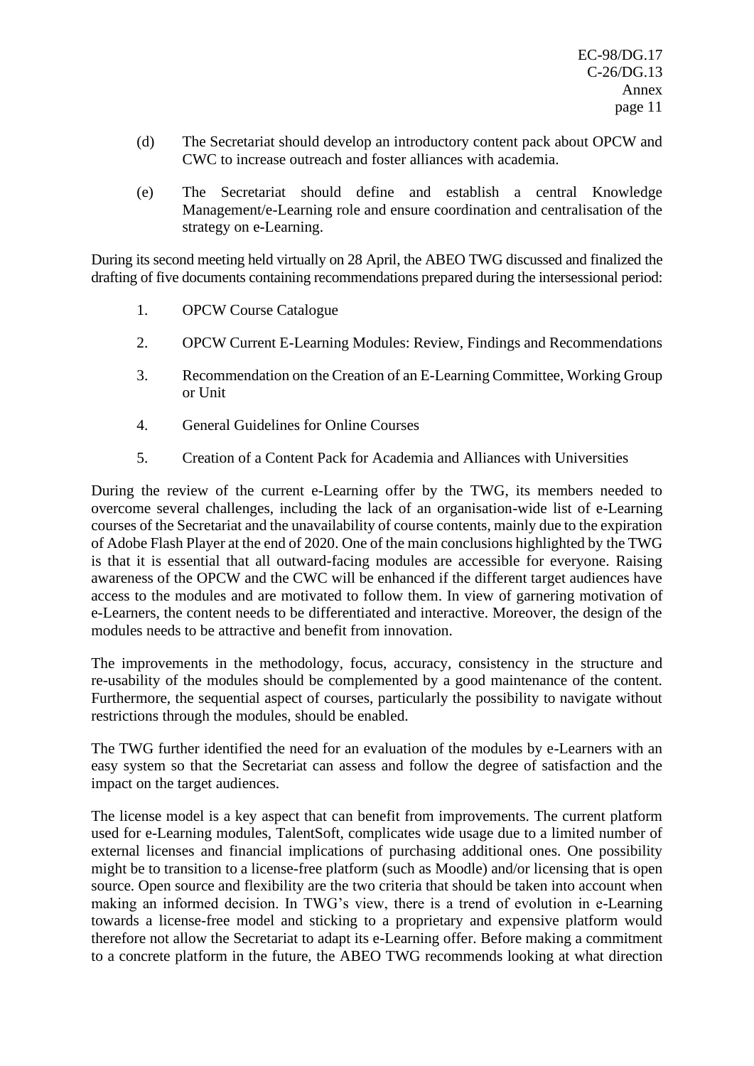(d) The Secretariat should develop an introductory content pack about OPCW and CWC to increase outreach and foster alliances with academia.

(e) The Secretariat should define and establish a central Knowledge Management/e-Learning role and ensure coordination and centralisation of the strategy on e-Learning.

During its second meeting held virtually on 28 April, the ABEO TWG discussed and finalized the drafting of five documents containing recommendations prepared during the intersessional period:

1. OPCW Course Catalogue
2. OPCW Current E-Learning Modules: Review, Findings and Recommendations
3. Recommendation on the Creation of an E-Learning Committee, Working Group or Unit
4. General Guidelines for Online Courses
5. Creation of a Content Pack for Academia and Alliances with Universities

During the review of the current e-Learning offer by the TWG, its members needed to overcome several challenges, including the lack of an organisation-wide list of e-Learning courses of the Secretariat and the unavailability of course contents, mainly due to the expiration of Adobe Flash Player at the end of 2020. One of the main conclusions highlighted by the TWG is that it is essential that all outward-facing modules are accessible for everyone. Raising awareness of the OPCW and the CWC will be enhanced if the different target audiences have access to the modules and are motivated to follow them. In view of garnering motivation of e-Learners, the content needs to be differentiated and interactive. Moreover, the design of the modules needs to be attractive and benefit from innovation.

The improvements in the methodology, focus, accuracy, consistency in the structure and re-usability of the modules should be complemented by a good maintenance of the content. Furthermore, the sequential aspect of courses, particularly the possibility to navigate without restrictions through the modules, should be enabled.

The TWG further identified the need for an evaluation of the modules by e-Learners with an easy system so that the Secretariat can assess and follow the degree of satisfaction and the impact on the target audiences.

The license model is a key aspect that can benefit from improvements. The current platform used for e-Learning modules, TalentSoft, complicates wide usage due to a limited number of external licenses and financial implications of purchasing additional ones. One possibility might be to transition to a license-free platform (such as Moodle) and/or licensing that is open source. Open source and flexibility are the two criteria that should be taken into account when making an informed decision. In TWG's view, there is a trend of evolution in e-Learning towards a license-free model and sticking to a proprietary and expensive platform would therefore not allow the Secretariat to adapt its e-Learning offer. Before making a commitment to a concrete platform in the future, the ABEO TWG recommends looking at what direction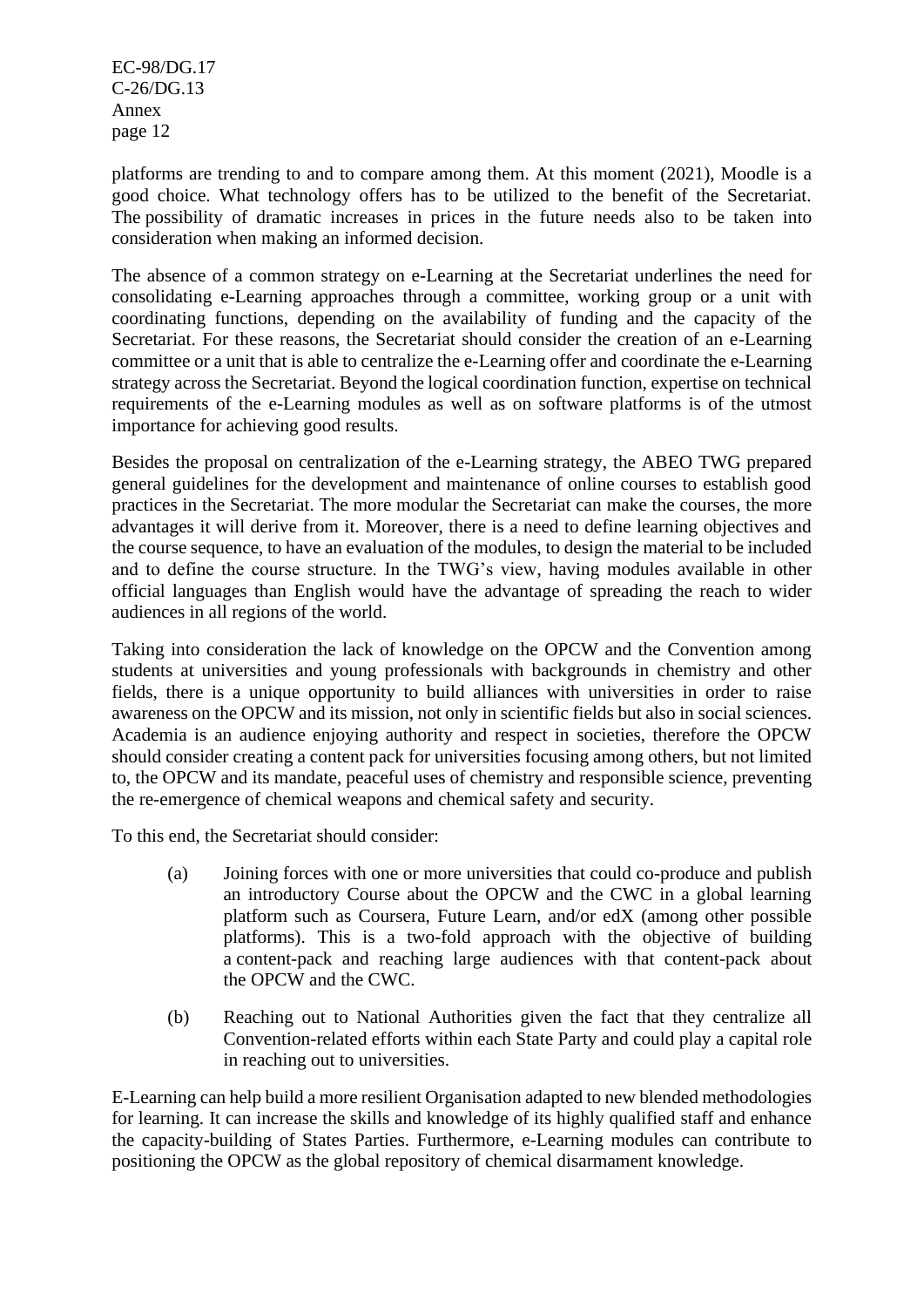platforms are trending to and to compare among them. At this moment (2021), Moodle is a good choice. What technology offers has to be utilized to the benefit of the Secretariat. The possibility of dramatic increases in prices in the future needs also to be taken into consideration when making an informed decision.

The absence of a common strategy on e-Learning at the Secretariat underlines the need for consolidating e-Learning approaches through a committee, working group or a unit with coordinating functions, depending on the availability of funding and the capacity of the Secretariat. For these reasons, the Secretariat should consider the creation of an e-Learning committee or a unit that is able to centralize the e-Learning offer and coordinate the e-Learning strategy across the Secretariat. Beyond the logical coordination function, expertise on technical requirements of the e-Learning modules as well as on software platforms is of the utmost importance for achieving good results.

Besides the proposal on centralization of the e-Learning strategy, the ABEO TWG prepared general guidelines for the development and maintenance of online courses to establish good practices in the Secretariat. The more modular the Secretariat can make the courses, the more advantages it will derive from it. Moreover, there is a need to define learning objectives and the course sequence, to have an evaluation of the modules, to design the material to be included and to define the course structure. In the TWG's view, having modules available in other official languages than English would have the advantage of spreading the reach to wider audiences in all regions of the world.

Taking into consideration the lack of knowledge on the OPCW and the Convention among students at universities and young professionals with backgrounds in chemistry and other fields, there is a unique opportunity to build alliances with universities in order to raise awareness on the OPCW and its mission, not only in scientific fields but also in social sciences. Academia is an audience enjoying authority and respect in societies, therefore the OPCW should consider creating a content pack for universities focusing among others, but not limited to, the OPCW and its mandate, peaceful uses of chemistry and responsible science, preventing the re-emergence of chemical weapons and chemical safety and security.

To this end, the Secretariat should consider:

(a) Joining forces with one or more universities that could co-produce and publish an introductory Course about the OPCW and the CWC in a global learning platform such as Coursera, Future Learn, and/or edX (among other possible platforms). This is a two-fold approach with the objective of building a content-pack and reaching large audiences with that content-pack about the OPCW and the CWC.

(b) Reaching out to National Authorities given the fact that they centralize all Convention-related efforts within each State Party and could play a capital role in reaching out to universities.

E-Learning can help build a more resilient Organisation adapted to new blended methodologies for learning. It can increase the skills and knowledge of its highly qualified staff and enhance the capacity-building of States Parties. Furthermore, e-Learning modules can contribute to positioning the OPCW as the global repository of chemical disarmament knowledge.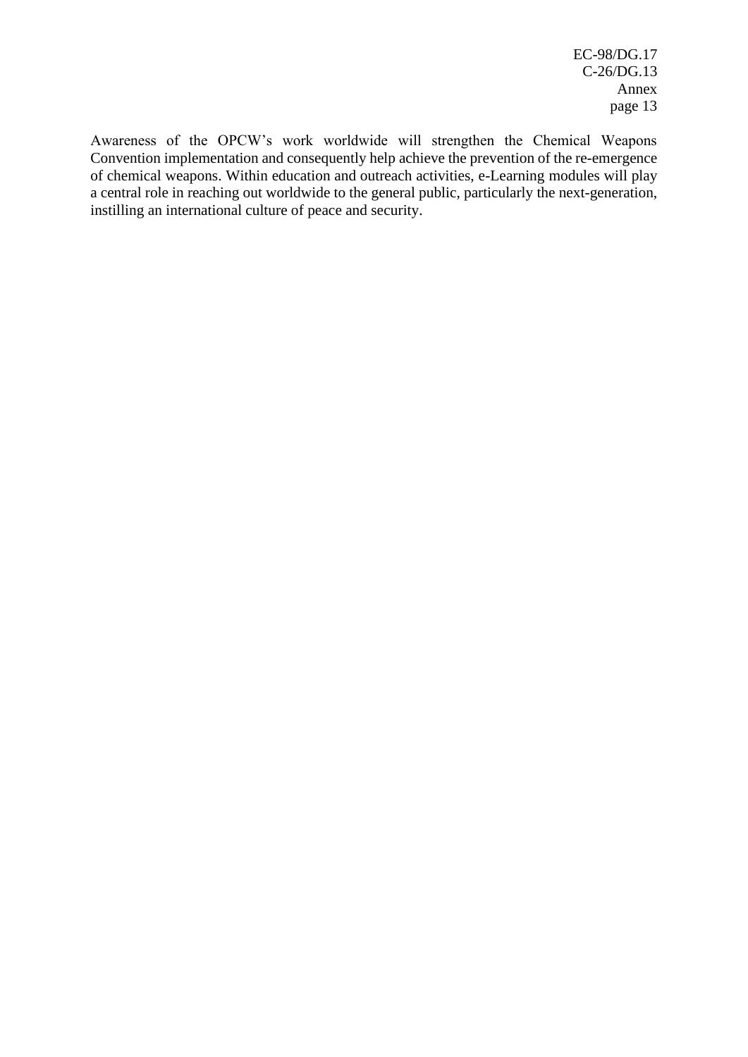Awareness of the OPCW's work worldwide will strengthen the Chemical Weapons Convention implementation and consequently help achieve the prevention of the re-emergence of chemical weapons. Within education and outreach activities, e-Learning modules will play a central role in reaching out worldwide to the general public, particularly the next-generation, instilling an international culture of peace and security.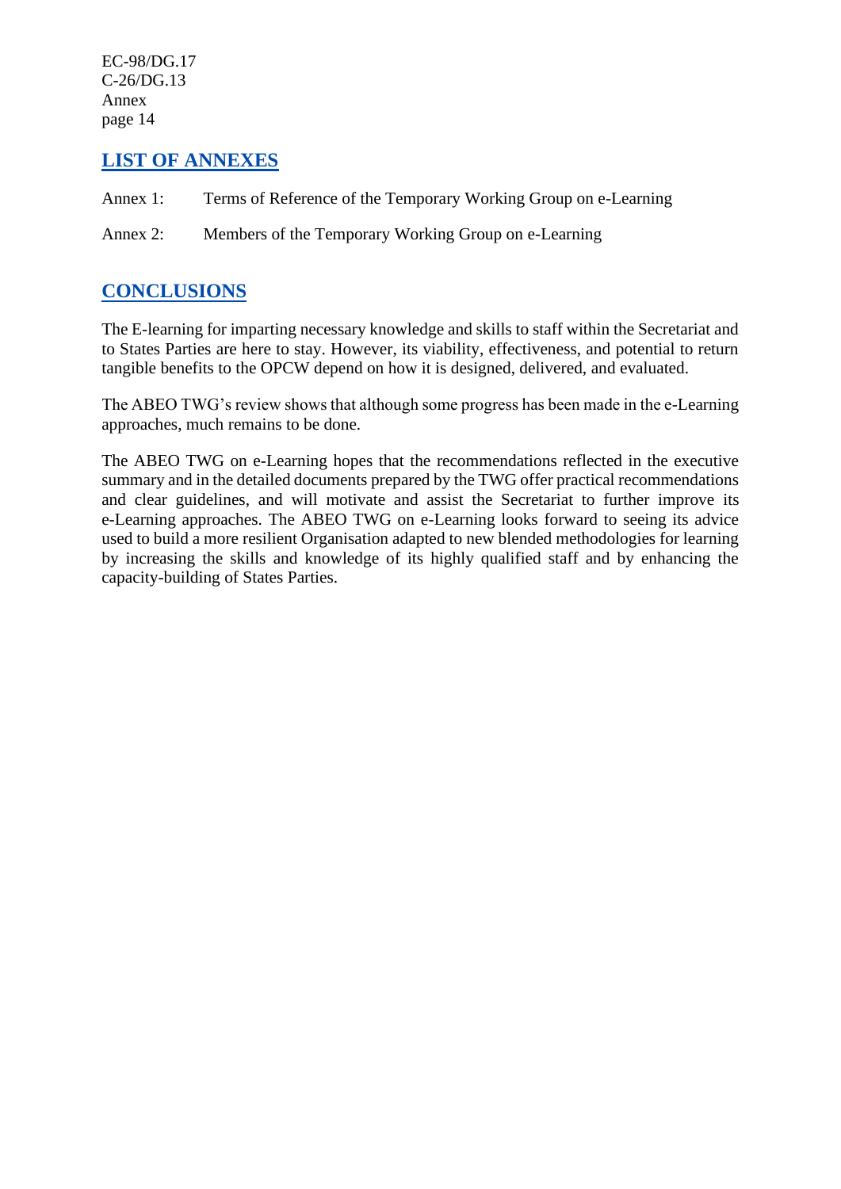## LIST OF ANNEXES

Annex 1: Terms of Reference of the Temporary Working Group on e-Learning

Annex 2: Members of the Temporary Working Group on e-Learning

## CONCLUSIONS

The E-learning for imparting necessary knowledge and skills to staff within the Secretariat and to States Parties are here to stay. However, its viability, effectiveness, and potential to return tangible benefits to the OPCW depend on how it is designed, delivered, and evaluated.

The ABEO TWG's review shows that although some progress has been made in the e-Learning approaches, much remains to be done.

The ABEO TWG on e-Learning hopes that the recommendations reflected in the executive summary and in the detailed documents prepared by the TWG offer practical recommendations and clear guidelines, and will motivate and assist the Secretariat to further improve its e-Learning approaches. The ABEO TWG on e-Learning looks forward to seeing its advice used to build a more resilient Organisation adapted to new blended methodologies for learning by increasing the skills and knowledge of its highly qualified staff and by enhancing the capacity-building of States Parties.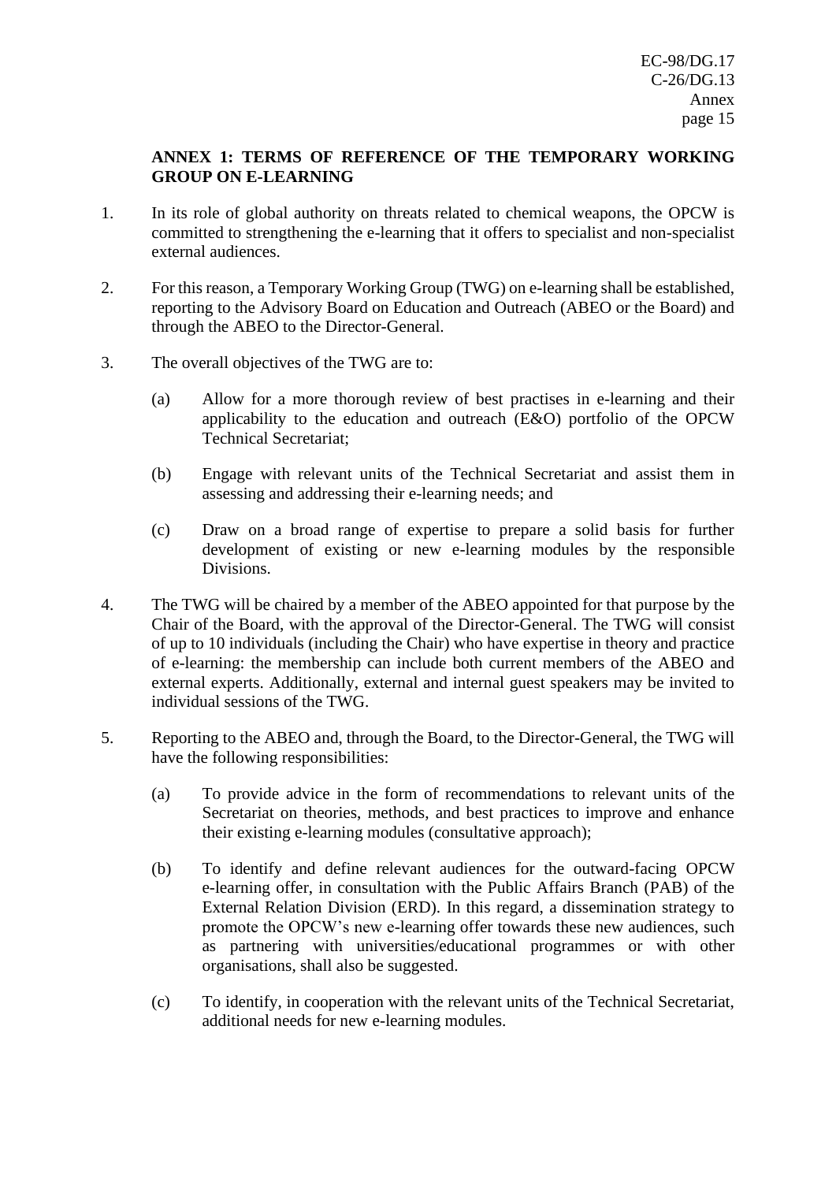**ANNEX 1: TERMS OF REFERENCE OF THE TEMPORARY WORKING GROUP ON E-LEARNING**

1. In its role of global authority on threats related to chemical weapons, the OPCW is committed to strengthening the e-learning that it offers to specialist and non-specialist external audiences.

2. For this reason, a Temporary Working Group (TWG) on e-learning shall be established, reporting to the Advisory Board on Education and Outreach (ABEO or the Board) and through the ABEO to the Director-General.

3. The overall objectives of the TWG are to:

   (a) Allow for a more thorough review of best practises in e-learning and their applicability to the education and outreach (E&O) portfolio of the OPCW Technical Secretariat;

   (b) Engage with relevant units of the Technical Secretariat and assist them in assessing and addressing their e-learning needs; and

   (c) Draw on a broad range of expertise to prepare a solid basis for further development of existing or new e-learning modules by the responsible Divisions.

4. The TWG will be chaired by a member of the ABEO appointed for that purpose by the Chair of the Board, with the approval of the Director-General. The TWG will consist of up to 10 individuals (including the Chair) who have expertise in theory and practice of e-learning: the membership can include both current members of the ABEO and external experts. Additionally, external and internal guest speakers may be invited to individual sessions of the TWG.

5. Reporting to the ABEO and, through the Board, to the Director-General, the TWG will have the following responsibilities:

   (a) To provide advice in the form of recommendations to relevant units of the Secretariat on theories, methods, and best practices to improve and enhance their existing e-learning modules (consultative approach);

   (b) To identify and define relevant audiences for the outward-facing OPCW e-learning offer, in consultation with the Public Affairs Branch (PAB) of the External Relation Division (ERD). In this regard, a dissemination strategy to promote the OPCW's new e-learning offer towards these new audiences, such as partnering with universities/educational programmes or with other organisations, shall also be suggested.

   (c) To identify, in cooperation with the relevant units of the Technical Secretariat, additional needs for new e-learning modules.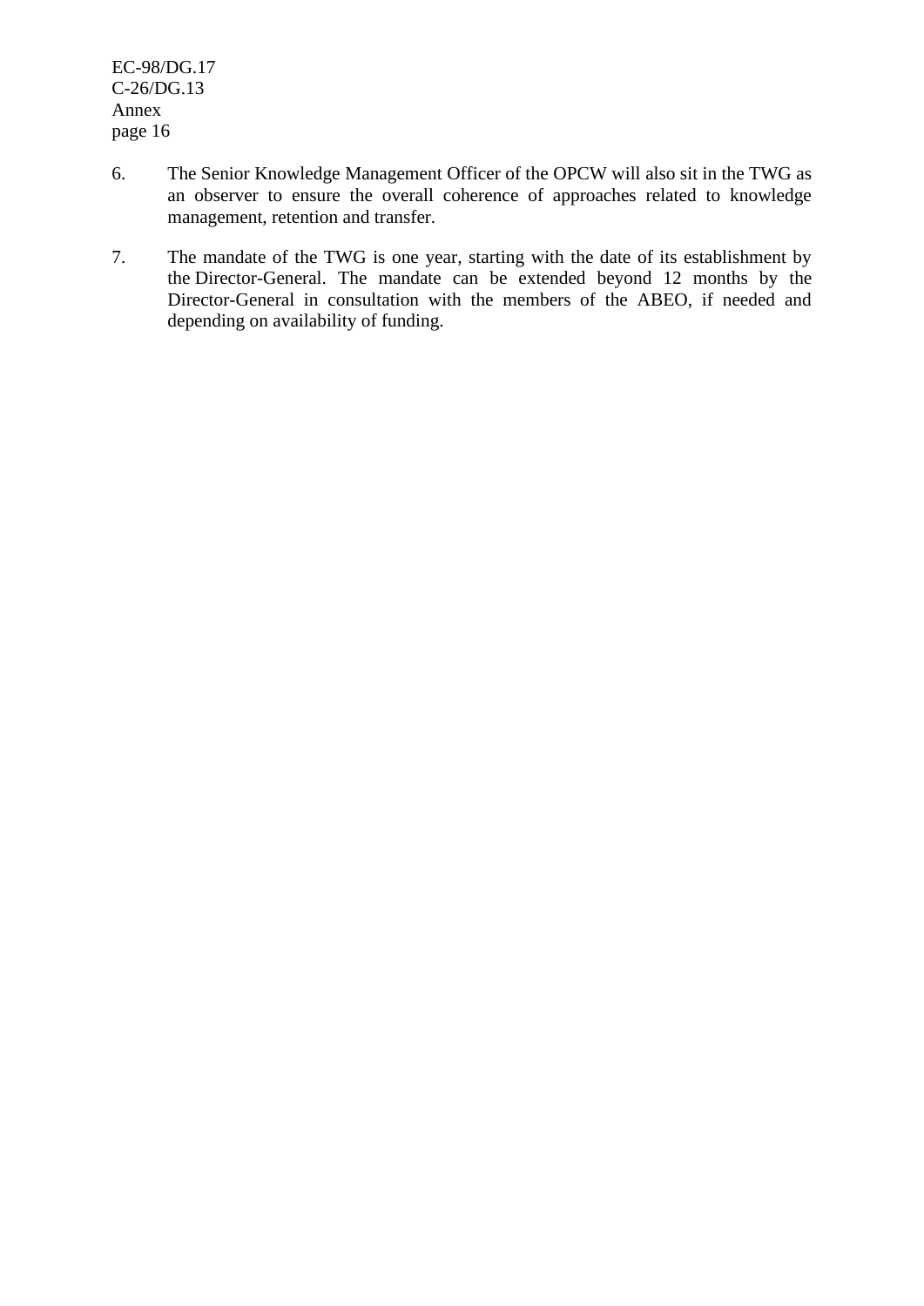6. The Senior Knowledge Management Officer of the OPCW will also sit in the TWG as an observer to ensure the overall coherence of approaches related to knowledge management, retention and transfer.

7. The mandate of the TWG is one year, starting with the date of its establishment by the Director-General. The mandate can be extended beyond 12 months by the Director-General in consultation with the members of the ABEO, if needed and depending on availability of funding.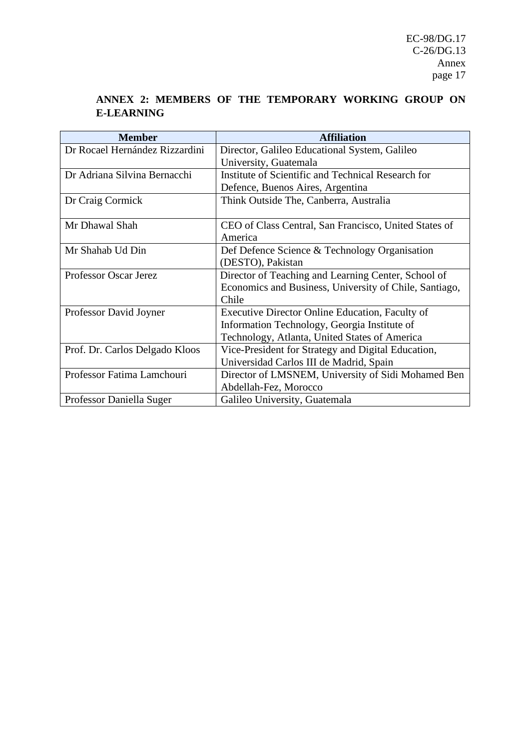## ANNEX 2: MEMBERS OF THE TEMPORARY WORKING GROUP ON E-LEARNING

| Member | Affiliation |
|---|---|
| Dr Rocael Hernández Rizzardini | Director, Galileo Educational System, Galileo University, Guatemala |
| Dr Adriana Silvina Bernacchi | Institute of Scientific and Technical Research for Defence, Buenos Aires, Argentina |
| Dr Craig Cormick | Think Outside The, Canberra, Australia |
| Mr Dhawal Shah | CEO of Class Central, San Francisco, United States of America |
| Mr Shahab Ud Din | Def Defence Science & Technology Organisation (DESTO), Pakistan |
| Professor Oscar Jerez | Director of Teaching and Learning Center, School of Economics and Business, University of Chile, Santiago, Chile |
| Professor David Joyner | Executive Director Online Education, Faculty of Information Technology, Georgia Institute of Technology, Atlanta, United States of America |
| Prof. Dr. Carlos Delgado Kloos | Vice-President for Strategy and Digital Education, Universidad Carlos III de Madrid, Spain |
| Professor Fatima Lamchouri | Director of LMSNEM, University of Sidi Mohamed Ben Abdellah-Fez, Morocco |
| Professor Daniella Suger | Galileo University, Guatemala |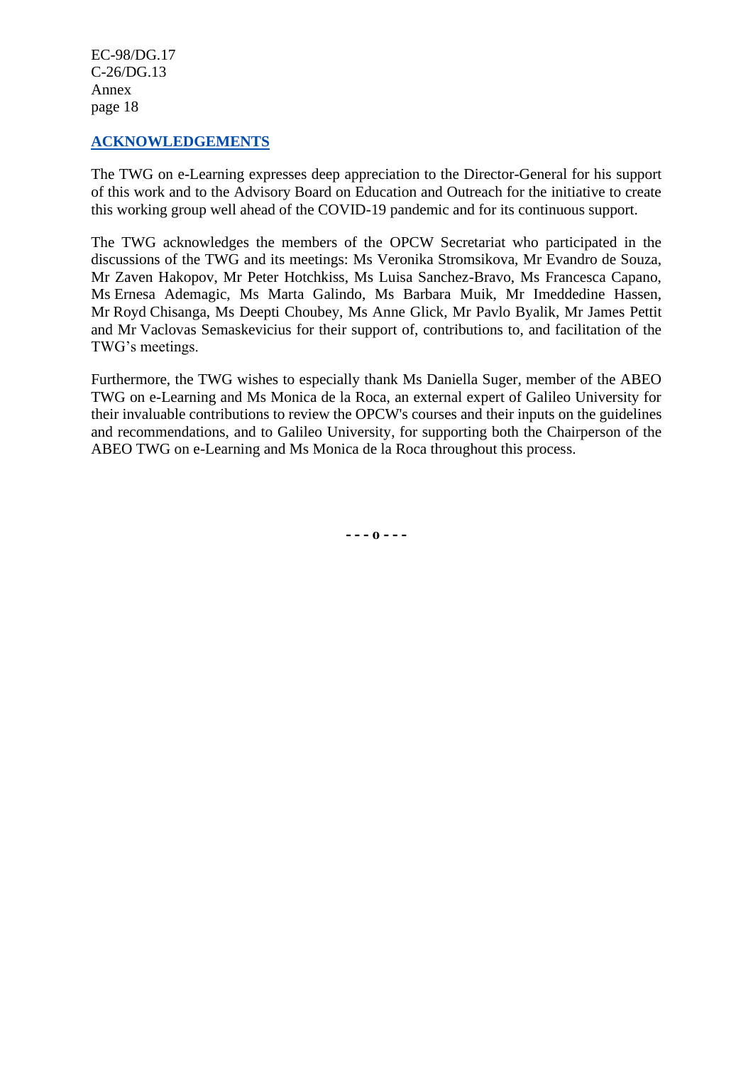## ACKNOWLEDGEMENTS

The TWG on e-Learning expresses deep appreciation to the Director-General for his support of this work and to the Advisory Board on Education and Outreach for the initiative to create this working group well ahead of the COVID-19 pandemic and for its continuous support.

The TWG acknowledges the members of the OPCW Secretariat who participated in the discussions of the TWG and its meetings: Ms Veronika Stromsikova, Mr Evandro de Souza, Mr Zaven Hakopov, Mr Peter Hotchkiss, Ms Luisa Sanchez-Bravo, Ms Francesca Capano, Ms Ernesa Ademagic, Ms Marta Galindo, Ms Barbara Muik, Mr Imeddedine Hassen, Mr Royd Chisanga, Ms Deepti Choubey, Ms Anne Glick, Mr Pavlo Byalik, Mr James Pettit and Mr Vaclovas Semaskevicius for their support of, contributions to, and facilitation of the TWG's meetings.

Furthermore, the TWG wishes to especially thank Ms Daniella Suger, member of the ABEO TWG on e-Learning and Ms Monica de la Roca, an external expert of Galileo University for their invaluable contributions to review the OPCW's courses and their inputs on the guidelines and recommendations, and to Galileo University, for supporting both the Chairperson of the ABEO TWG on e-Learning and Ms Monica de la Roca throughout this process.

- - - o - - -